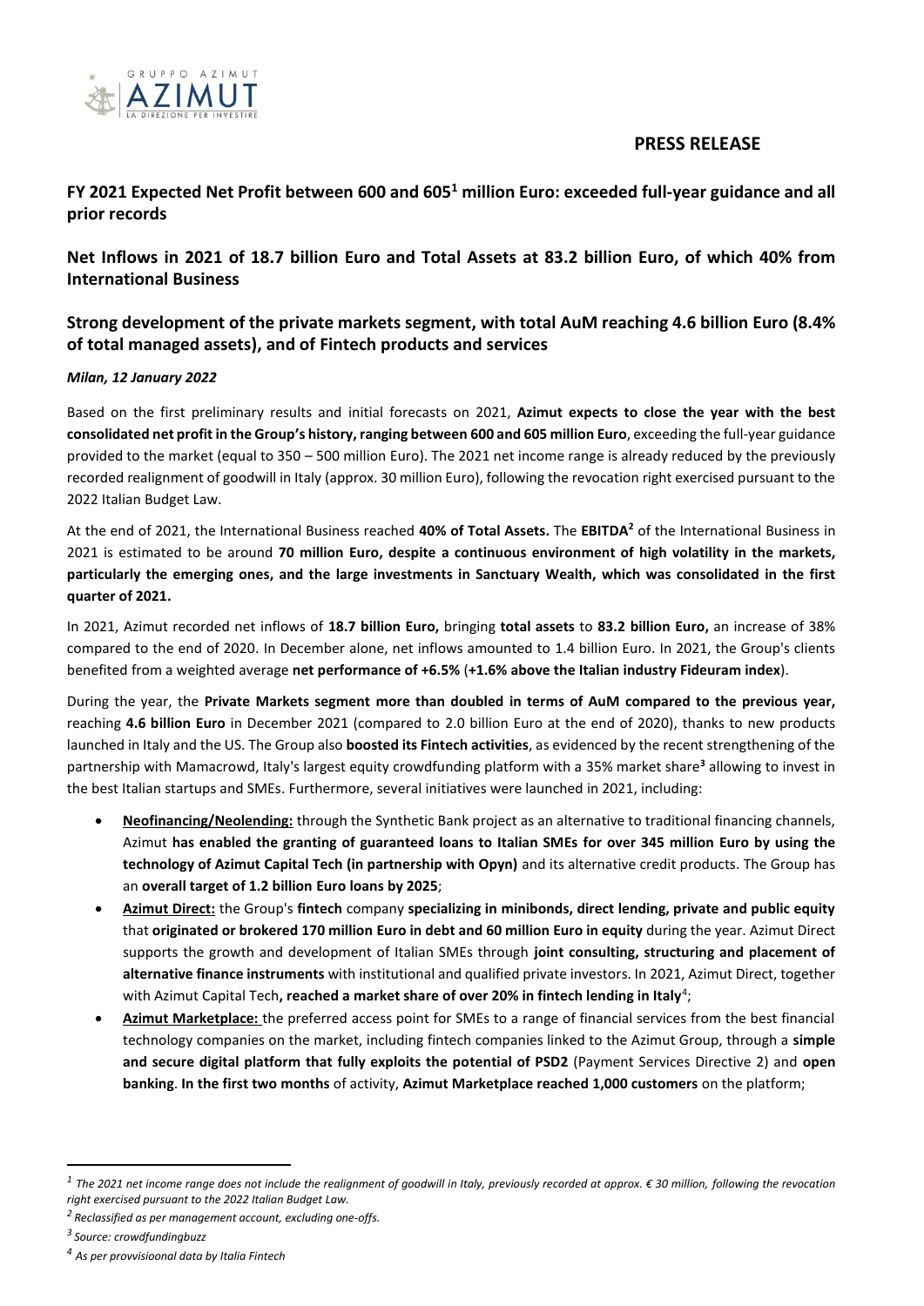**PRESS RELEASE**

# FY 2021 Expected Net Profit between 600 and 605[1] million Euro: exceeded full-year guidance and all prior records

## Net Inflows in 2021 of 18.7 billion Euro and Total Assets at 83.2 billion Euro, of which 40% from International Business

## Strong development of the private markets segment, with total AuM reaching 4.6 billion Euro (8.4% of total managed assets), and of Fintech products and services

***Milan, 12 January 2022***

Based on the first preliminary results and initial forecasts on 2021, **Azimut expects to close the year with the best consolidated net profit in the Group's history, ranging between 600 and 605 million Euro**, exceeding the full-year guidance provided to the market (equal to 350 – 500 million Euro). The 2021 net income range is already reduced by the previously recorded realignment of goodwill in Italy (approx. 30 million Euro), following the revocation right exercised pursuant to the 2022 Italian Budget Law.

At the end of 2021, the International Business reached **40% of Total Assets.** The **EBITDA[2]** of the International Business in 2021 is estimated to be around **70 million Euro, despite a continuous environment of high volatility in the markets, particularly the emerging ones, and the large investments in Sanctuary Wealth, which was consolidated in the first quarter of 2021.**

In 2021, Azimut recorded net inflows of **18.7 billion Euro,** bringing **total assets** to **83.2 billion Euro,** an increase of 38% compared to the end of 2020. In December alone, net inflows amounted to 1.4 billion Euro. In 2021, the Group's clients benefited from a weighted average **net performance of +6.5%** (**+1.6% above the Italian industry Fideuram index**).

During the year, the **Private Markets segment more than doubled in terms of AuM compared to the previous year,** reaching **4.6 billion Euro** in December 2021 (compared to 2.0 billion Euro at the end of 2020), thanks to new products launched in Italy and the US. The Group also **boosted its Fintech activities**, as evidenced by the recent strengthening of the partnership with Mamacrowd, Italy's largest equity crowdfunding platform with a 35% market share[3] allowing to invest in the best Italian startups and SMEs. Furthermore, several initiatives were launched in 2021, including:

- **Neofinancing/Neolending:** through the Synthetic Bank project as an alternative to traditional financing channels, Azimut **has enabled the granting of guaranteed loans to Italian SMEs for over 345 million Euro by using the technology of Azimut Capital Tech (in partnership with Opyn)** and its alternative credit products. The Group has an **overall target of 1.2 billion Euro loans by 2025**;
- **Azimut Direct:** the Group's **fintech** company **specializing in minibonds, direct lending, private and public equity** that **originated or brokered 170 million Euro in debt and 60 million Euro in equity** during the year. Azimut Direct supports the growth and development of Italian SMEs through **joint consulting, structuring and placement of alternative finance instruments** with institutional and qualified private investors. In 2021, Azimut Direct, together with Azimut Capital Tech**, reached a market share of over 20% in fintech lending in Italy**[4];
- **Azimut Marketplace:** the preferred access point for SMEs to a range of financial services from the best financial technology companies on the market, including fintech companies linked to the Azimut Group, through a **simple and secure digital platform that fully exploits the potential of PSD2** (Payment Services Directive 2) and **open banking**. **In the first two months** of activity, **Azimut Marketplace reached 1,000 customers** on the platform;

---

[1] *The 2021 net income range does not include the realignment of goodwill in Italy, previously recorded at approx. € 30 million, following the revocation right exercised pursuant to the 2022 Italian Budget Law.*

[2] *Reclassified as per management account, excluding one-offs.*

[3] *Source: crowdfundingbuzz*

[4] *As per provvisioonal data by Italia Fintech*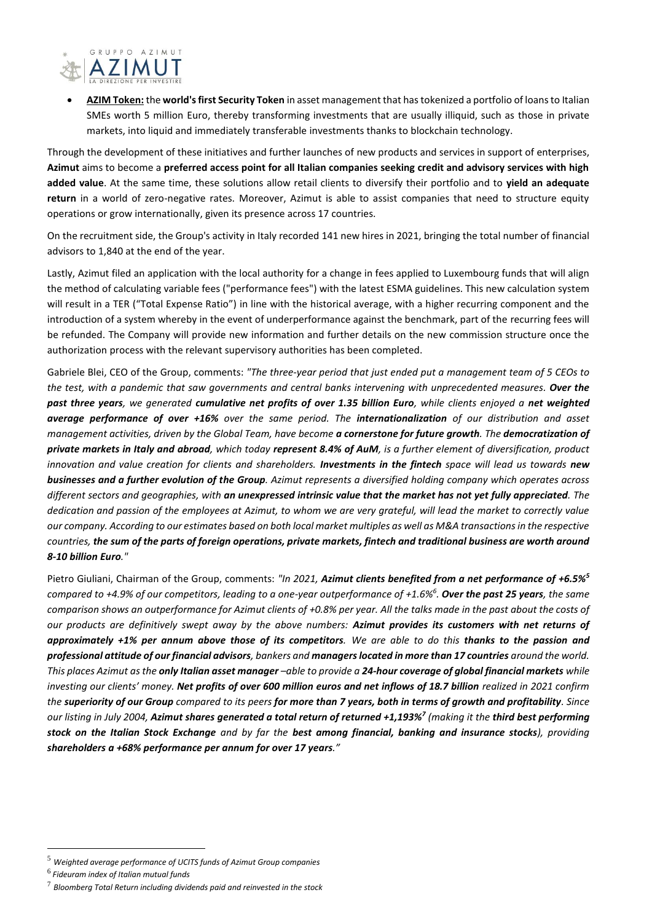- **<u>AZIM Token:</u>** the **world's first Security Token** in asset management that has tokenized a portfolio of loans to Italian SMEs worth 5 million Euro, thereby transforming investments that are usually illiquid, such as those in private markets, into liquid and immediately transferable investments thanks to blockchain technology.

Through the development of these initiatives and further launches of new products and services in support of enterprises, **Azimut** aims to become a **preferred access point for all Italian companies seeking credit and advisory services with high added value**. At the same time, these solutions allow retail clients to diversify their portfolio and to **yield an adequate return** in a world of zero-negative rates. Moreover, Azimut is able to assist companies that need to structure equity operations or grow internationally, given its presence across 17 countries.

On the recruitment side, the Group's activity in Italy recorded 141 new hires in 2021, bringing the total number of financial advisors to 1,840 at the end of the year.

Lastly, Azimut filed an application with the local authority for a change in fees applied to Luxembourg funds that will align the method of calculating variable fees ("performance fees") with the latest ESMA guidelines. This new calculation system will result in a TER ("Total Expense Ratio") in line with the historical average, with a higher recurring component and the introduction of a system whereby in the event of underperformance against the benchmark, part of the recurring fees will be refunded. The Company will provide new information and further details on the new commission structure once the authorization process with the relevant supervisory authorities has been completed.

Gabriele Blei, CEO of the Group, comments: *"The three-year period that just ended put a management team of 5 CEOs to the test, with a pandemic that saw governments and central banks intervening with unprecedented measures.* ***Over the past three years****, we generated* ***cumulative net profits of over 1.35 billion Euro****, while clients enjoyed a* ***net weighted average performance of over +16%*** *over the same period. The* ***internationalization*** *of our distribution and asset management activities, driven by the Global Team, have become* ***a cornerstone for future growth****. The* ***democratization of private markets in Italy and abroad****, which today* ***represent 8.4% of AuM****, is a further element of diversification, product innovation and value creation for clients and shareholders.* ***Investments in the fintech*** *space will lead us towards* ***new businesses and a further evolution of the Group****. Azimut represents a diversified holding company which operates across different sectors and geographies, with* ***an unexpressed intrinsic value that the market has not yet fully appreciated****. The dedication and passion of the employees at Azimut, to whom we are very grateful, will lead the market to correctly value our company. According to our estimates based on both local market multiples as well as M&A transactions in the respective countries,* ***the sum of the parts of foreign operations, private markets, fintech and traditional business are worth around 8-10 billion Euro****."*

Pietro Giuliani, Chairman of the Group, comments: *"In 2021,* ***Azimut clients benefited from a net performance of +6.5%***[5] *compared to +4.9% of our competitors, leading to a one-year outperformance of +1.6%*[6]*.* ***Over the past 25 years****, the same comparison shows an outperformance for Azimut clients of +0.8% per year. All the talks made in the past about the costs of our products are definitively swept away by the above numbers:* ***Azimut provides its customers with net returns of approximately +1% per annum above those of its competitors****. We are able to do this* ***thanks to the passion and professional attitude of our financial advisors****, bankers and* ***managers located in more than 17 countries*** *around the world. This places Azimut as the* ***only Italian asset manager*** *–able to provide a* ***24-hour coverage of global financial markets*** *while investing our clients' money.* ***Net profits of over 600 million euros and net inflows of 18.7 billion*** *realized in 2021 confirm the* ***superiority of our Group*** *compared to its peers* ***for more than 7 years, both in terms of growth and profitability****. Since our listing in July 2004,* ***Azimut shares generated a total return of returned +1,193%***[7] *(making it the* ***third best performing stock on the Italian Stock Exchange*** *and by far the* ***best among financial, banking and insurance stocks****), providing* ***shareholders a +68% performance per annum for over 17 years****."*

---

[5] *Weighted average performance of UCITS funds of Azimut Group companies*

[6] *Fideuram index of Italian mutual funds*

[7] *Bloomberg Total Return including dividends paid and reinvested in the stock*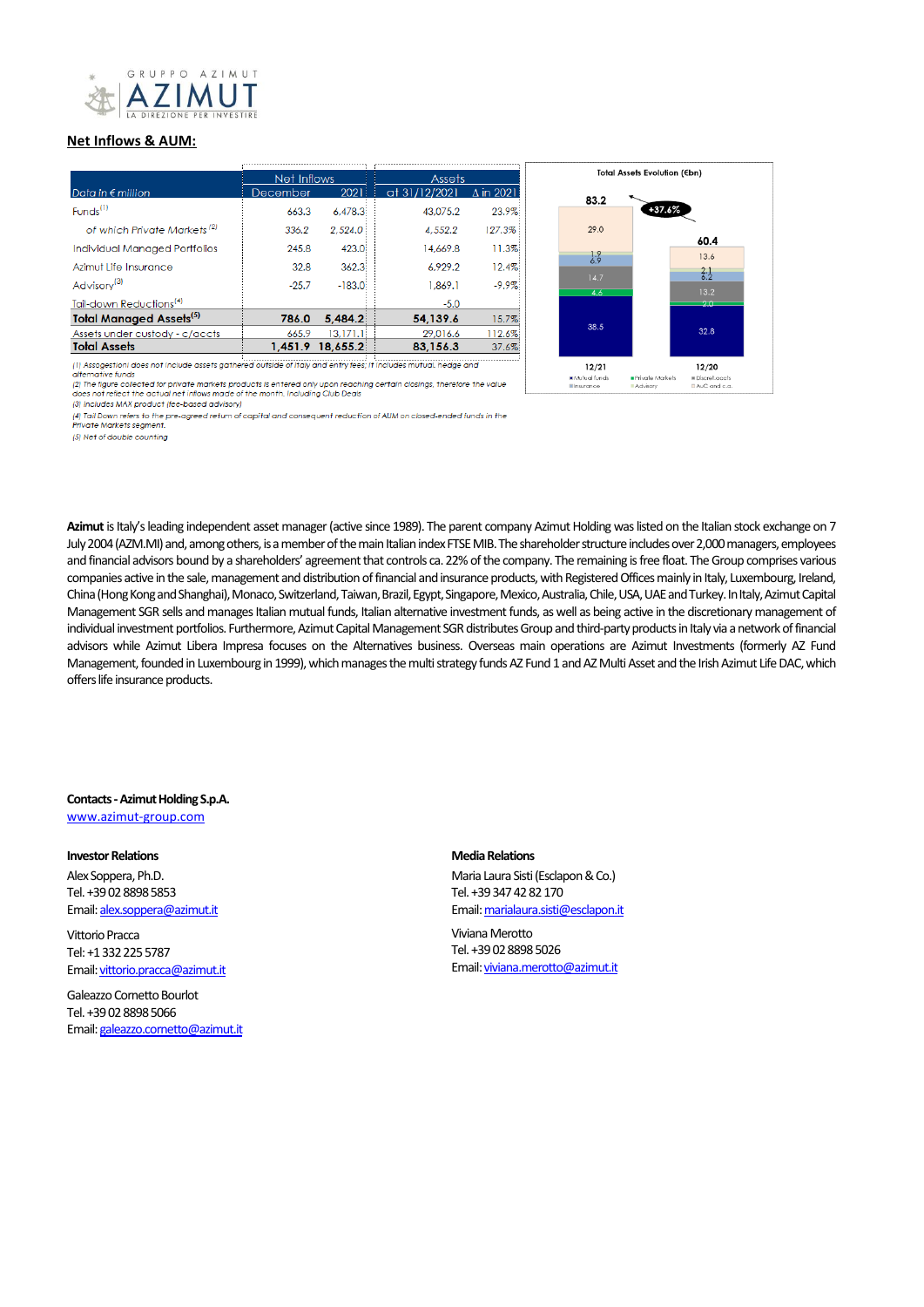## Net Inflows & AUM:

| Data in € million | Net Inflows | | Assets | |
|---|---|---|---|---|
| | December | 2021 | at 31/12/2021 | Δ in 2021 |
| Funds[1] | 663.3 | 6,478.3 | 43,075.2 | 23.9% |
| of which Private Markets[2] | 336.2 | 2,524.0 | 4,552.2 | 127.3% |
| Individual Managed Portfolios | 245.8 | 423.0 | 14,669.8 | 11.3% |
| Azimut Life Insurance | 32.8 | 362.3 | 6,929.2 | 12.4% |
| Advisory[3] | -25.7 | -183.0 | 1,869.1 | -9.9% |
| Tail-down Reductions[4] | | | -5.0 | |
| **Total Managed Assets[5]** | **786.0** | **5,484.2** | **54,139.6** | 15.7% |
| Assets under custody - c/accts | 665.9 | 13,171.1 | 29,016.6 | 112.6% |
| **Total Assets** | **1,451.9** | **18,655.2** | **83,156.3** | 37.6% |

(1) Assogestioni does not include assets gathered outside of Italy and entry fees; It includes mutual, hedge and alternative funds
(2) The figure collected for private markets products is entered only upon reaching certain closings, therefore the value does not reflect the actual net inflows made of the month. Including Club Deals
(3) Includes MAX product (fee-based advisory)
(4) Tail Down refers to the pre-agreed return of capital and consequent reduction of AUM on closed-ended funds in the Private Markets segment.
(5) Net of double counting

Total Assets Evolution (€bn)

83.2
+37.6%
29.0
1.9
6.9
14.7
4.6
38.5
12/21

60.4
13.6
2.1
6.2
13.2
2.0
32.8
12/20

Mutual funds
Private Markets
Discret.accts
Insurance
Advisory
AuC and c.a.

**Azimut** is Italy's leading independent asset manager (active since 1989). The parent company Azimut Holding was listed on the Italian stock exchange on 7 July 2004 (AZM.MI) and, among others, is a member of the main Italian index FTSE MIB. The shareholder structure includes over 2,000 managers, employees and financial advisors bound by a shareholders' agreement that controls ca. 22% of the company. The remaining is free float. The Group comprises various companies active in the sale, management and distribution of financial and insurance products, with Registered Offices mainly in Italy, Luxembourg, Ireland, China (Hong Kong and Shanghai), Monaco, Switzerland, Taiwan, Brazil, Egypt, Singapore, Mexico, Australia, Chile, USA, UAE and Turkey. In Italy, Azimut Capital Management SGR sells and manages Italian mutual funds, Italian alternative investment funds, as well as being active in the discretionary management of individual investment portfolios. Furthermore, Azimut Capital Management SGR distributes Group and third-party products in Italy via a network of financial advisors while Azimut Libera Impresa focuses on the Alternatives business. Overseas main operations are Azimut Investments (formerly AZ Fund Management, founded in Luxembourg in 1999), which manages the multi strategy funds AZ Fund 1 and AZ Multi Asset and the Irish Azimut Life DAC, which offers life insurance products.

**Contacts - Azimut Holding S.p.A.**
www.azimut-group.com

**Investor Relations**

Alex Soppera, Ph.D.
Tel. +39 02 8898 5853
Email: alex.soppera@azimut.it

Vittorio Pracca
Tel: +1 332 225 5787
Email: vittorio.pracca@azimut.it

Galeazzo Cornetto Bourlot
Tel. +39 02 8898 5066
Email: galeazzo.cornetto@azimut.it

**Media Relations**

Maria Laura Sisti (Esclapon & Co.)
Tel. +39 347 42 82 170
Email: marialaura.sisti@esclapon.it

Viviana Merotto
Tel. +39 02 8898 5026
Email: viviana.merotto@azimut.it